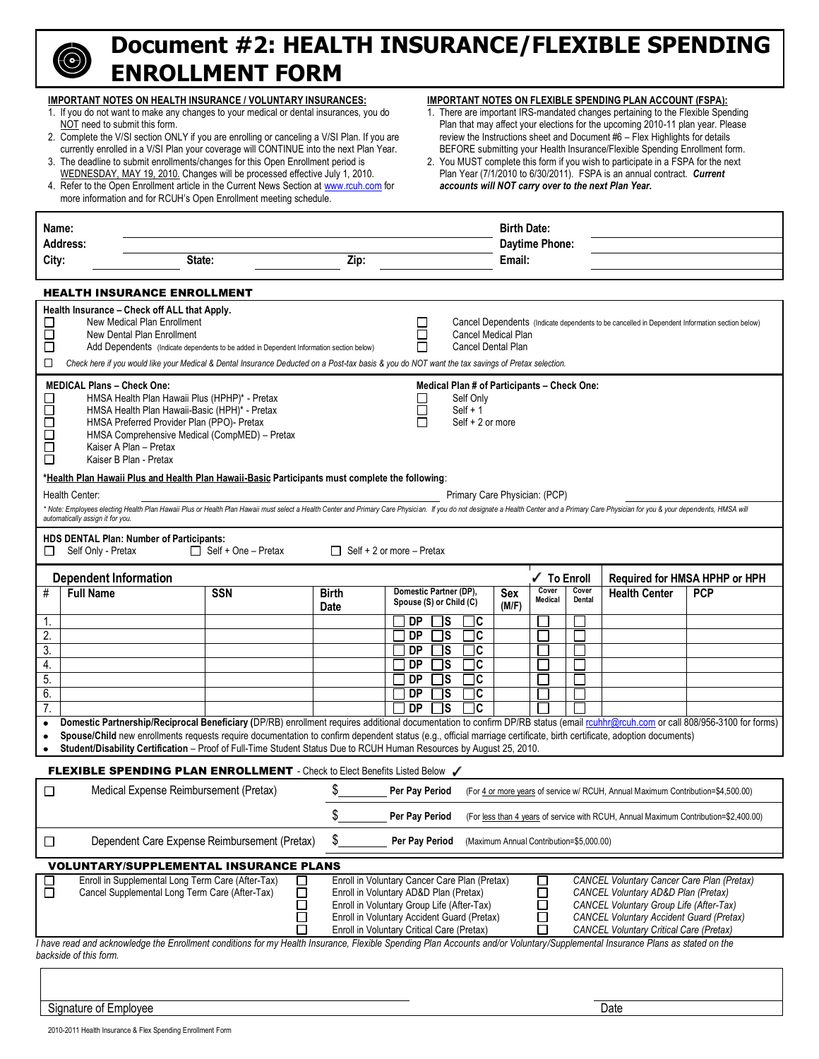# Document #2: HEALTH INSURANCE/FLEXIBLE SPENDING ENROLLMENT FORM

**IMPORTANT NOTES ON HEALTH INSURANCE / VOLUNTARY INSURANCES:**

1. If you do not want to make any changes to your medical or dental insurances, you do NOT need to submit this form.
2. Complete the V/SI section ONLY if you are enrolling or canceling a V/SI Plan. If you are currently enrolled in a V/SI Plan your coverage will CONTINUE into the next Plan Year.
3. The deadline to submit enrollments/changes for this Open Enrollment period is WEDNESDAY, MAY 19, 2010. Changes will be processed effective July 1, 2010.
4. Refer to the Open Enrollment article in the Current News Section at www.rcuh.com for more information and for RCUH's Open Enrollment meeting schedule.

**IMPORTANT NOTES ON FLEXIBLE SPENDING PLAN ACCOUNT (FSPA):**

1. There are important IRS-mandated changes pertaining to the Flexible Spending Plan that may affect your elections for the upcoming 2010-11 plan year. Please review the Instructions sheet and Document #6 – Flex Highlights for details BEFORE submitting your Health Insurance/Flexible Spending Enrollment form.
2. You MUST complete this form if you wish to participate in a FSPA for the next Plan Year (7/1/2010 to 6/30/2011). FSPA is an annual contract. ***Current accounts will NOT carry over to the next Plan Year.***

Name: ______________________ Birth Date: ______________________

Address: ______________________ Daytime Phone: ______________________

City: __________ State: __________ Zip: __________ Email: ______________________

## HEALTH INSURANCE ENROLLMENT

**Health Insurance – Check off ALL that Apply.**

- ☐ New Medical Plan Enrollment
- ☐ New Dental Plan Enrollment
- ☐ Add Dependents (Indicate dependents to be added in Dependent Information section below)
- ☐ Cancel Dependents (Indicate dependents to be cancelled in Dependent Information section below)
- ☐ Cancel Medical Plan
- ☐ Cancel Dental Plan
- ☐ *Check here if you would like your Medical & Dental Insurance Deducted on a Post-tax basis & you do NOT want the tax savings of Pretax selection.*

**MEDICAL Plans – Check One:**

- ☐ HMSA Health Plan Hawaii Plus (HPHP)* - Pretax
- ☐ HMSA Health Plan Hawaii-Basic (HPH)* - Pretax
- ☐ HMSA Preferred Provider Plan (PPO)- Pretax
- ☐ HMSA Comprehensive Medical (CompMED) – Pretax
- ☐ Kaiser A Plan – Pretax
- ☐ Kaiser B Plan - Pretax

**Medical Plan # of Participants – Check One:**

- ☐ Self Only
- ☐ Self + 1
- ☐ Self + 2 or more

***Health Plan Hawaii Plus and Health Plan Hawaii-Basic Participants must complete the following**:

Health Center: ______________________ Primary Care Physician: (PCP) ______________________

*\* Note: Employees electing Health Plan Hawaii Plus or Health Plan Hawaii must select a Health Center and Primary Care Physician. If you do not designate a Health Center and a Primary Care Physician for you & your dependents, HMSA will automatically assign it for you.*

**HDS DENTAL Plan: Number of Participants:**

☐ Self Only - Pretax ☐ Self + One – Pretax ☐ Self + 2 or more – Pretax

**Dependent Information**

| # | Full Name | SSN | Birth Date | Domestic Partner (DP), Spouse (S) or Child (C) | Sex (M/F) | ✓ To Enroll: Cover Medical | Cover Dental | Required for HMSA HPHP or HPH: Health Center | PCP |
|---|---|---|---|---|---|---|---|---|---|
| 1. | | | | ☐ DP ☐ S ☐ C | | ☐ | ☐ | | |
| 2. | | | | ☐ DP ☐ S ☐ C | | ☐ | ☐ | | |
| 3. | | | | ☐ DP ☐ S ☐ C | | ☐ | ☐ | | |
| 4. | | | | ☐ DP ☐ S ☐ C | | ☐ | ☐ | | |
| 5. | | | | ☐ DP ☐ S ☐ C | | ☐ | ☐ | | |
| 6. | | | | ☐ DP ☐ S ☐ C | | ☐ | ☐ | | |
| 7. | | | | ☐ DP ☐ S ☐ C | | ☐ | ☐ | | |

- **Domestic Partnership/Reciprocal Beneficiary (**DP/RB) enrollment requires additional documentation to confirm DP/RB status (email rcuhhr@rcuh.com or call 808/956-3100 for forms)
- **Spouse/Child** new enrollments requests require documentation to confirm dependent status (e.g., official marriage certificate, birth certificate, adoption documents)
- **Student/Disability Certification** – Proof of Full-Time Student Status Due to RCUH Human Resources by August 25, 2010.

## FLEXIBLE SPENDING PLAN ENROLLMENT - Check to Elect Benefits Listed Below ✓

| | | | |
|---|---|---|---|
| ☐ Medical Expense Reimbursement (Pretax) | $________ | **Per Pay Period** | (For 4 or more years of service w/ RCUH, Annual Maximum Contribution=$4,500.00) |
| | $________ | **Per Pay Period** | (For less than 4 years of service with RCUH, Annual Maximum Contribution=$2,400.00) |
| ☐ Dependent Care Expense Reimbursement (Pretax) | $________ | **Per Pay Period** | (Maximum Annual Contribution=$5,000.00) |

## VOLUNTARY/SUPPLEMENTAL INSURANCE PLANS

- ☐ Enroll in Supplemental Long Term Care (After-Tax)
- ☐ Cancel Supplemental Long Term Care (After-Tax)
- ☐ Enroll in Voluntary Cancer Care Plan (Pretax)
- ☐ Enroll in Voluntary AD&D Plan (Pretax)
- ☐ Enroll in Voluntary Group Life (After-Tax)
- ☐ Enroll in Voluntary Accident Guard (Pretax)
- ☐ Enroll in Voluntary Critical Care (Pretax)
- ☐ *CANCEL Voluntary Cancer Care Plan (Pretax)*
- ☐ *CANCEL Voluntary AD&D Plan (Pretax)*
- ☐ *CANCEL Voluntary Group Life (After-Tax)*
- ☐ *CANCEL Voluntary Accident Guard (Pretax)*
- ☐ *CANCEL Voluntary Critical Care (Pretax)*

*I have read and acknowledge the Enrollment conditions for my Health Insurance, Flexible Spending Plan Accounts and/or Voluntary/Supplemental Insurance Plans as stated on the backside of this form.*

______________________________ ______________________________

Signature of Employee Date

2010-2011 Health Insurance & Flex Spending Enrollment Form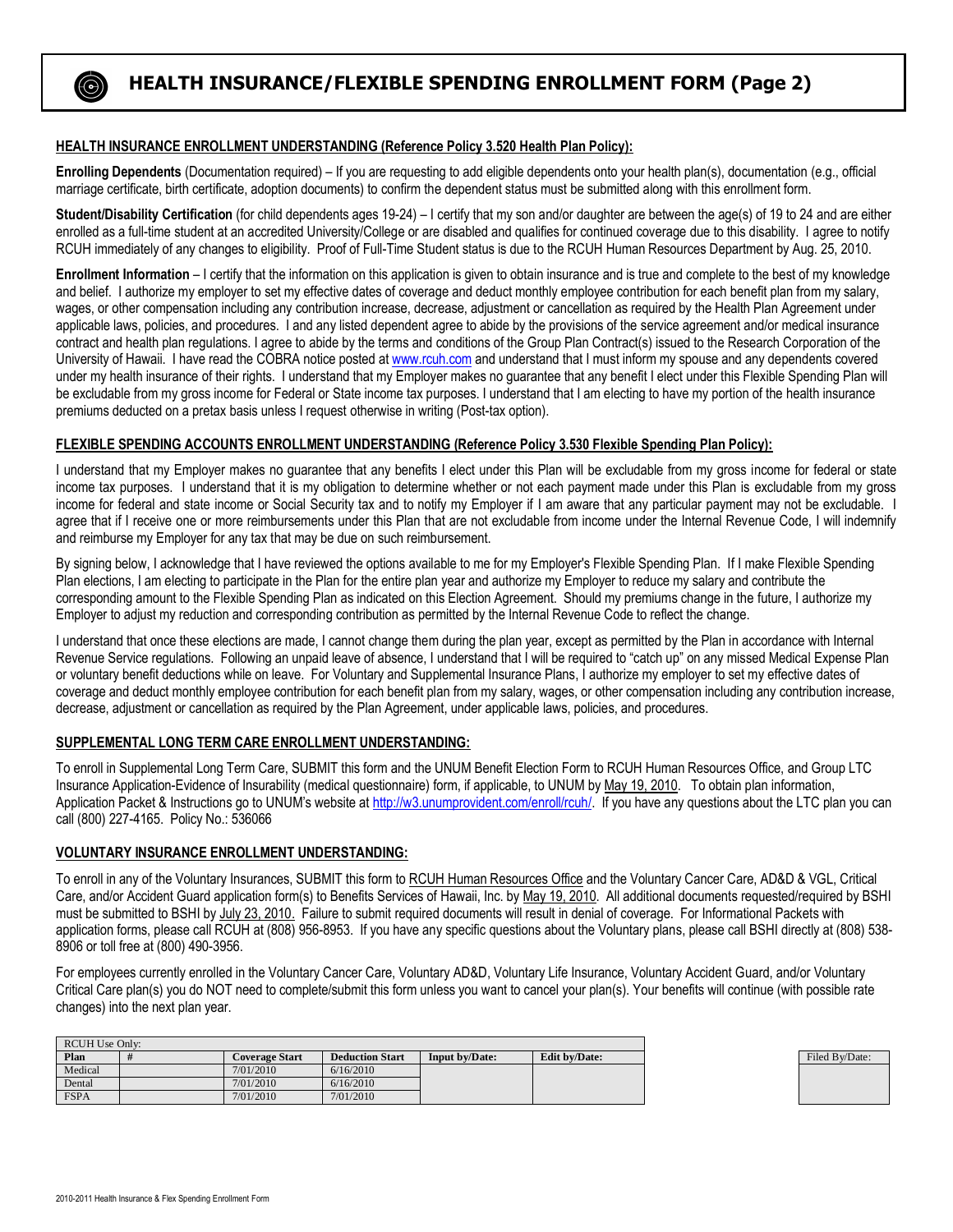# HEALTH INSURANCE/FLEXIBLE SPENDING ENROLLMENT FORM (Page 2)

## HEALTH INSURANCE ENROLLMENT UNDERSTANDING (Reference Policy 3.520 Health Plan Policy):

**Enrolling Dependents** (Documentation required) – If you are requesting to add eligible dependents onto your health plan(s), documentation (e.g., official marriage certificate, birth certificate, adoption documents) to confirm the dependent status must be submitted along with this enrollment form.

**Student/Disability Certification** (for child dependents ages 19-24) – I certify that my son and/or daughter are between the age(s) of 19 to 24 and are either enrolled as a full-time student at an accredited University/College or are disabled and qualifies for continued coverage due to this disability. I agree to notify RCUH immediately of any changes to eligibility. Proof of Full-Time Student status is due to the RCUH Human Resources Department by Aug. 25, 2010.

**Enrollment Information** – I certify that the information on this application is given to obtain insurance and is true and complete to the best of my knowledge and belief. I authorize my employer to set my effective dates of coverage and deduct monthly employee contribution for each benefit plan from my salary, wages, or other compensation including any contribution increase, decrease, adjustment or cancellation as required by the Health Plan Agreement under applicable laws, policies, and procedures. I and any listed dependent agree to abide by the provisions of the service agreement and/or medical insurance contract and health plan regulations. I agree to abide by the terms and conditions of the Group Plan Contract(s) issued to the Research Corporation of the University of Hawaii. I have read the COBRA notice posted at www.rcuh.com and understand that I must inform my spouse and any dependents covered under my health insurance of their rights. I understand that my Employer makes no guarantee that any benefit I elect under this Flexible Spending Plan will be excludable from my gross income for Federal or State income tax purposes. I understand that I am electing to have my portion of the health insurance premiums deducted on a pretax basis unless I request otherwise in writing (Post-tax option).

## FLEXIBLE SPENDING ACCOUNTS ENROLLMENT UNDERSTANDING (Reference Policy 3.530 Flexible Spending Plan Policy):

I understand that my Employer makes no guarantee that any benefits I elect under this Plan will be excludable from my gross income for federal or state income tax purposes. I understand that it is my obligation to determine whether or not each payment made under this Plan is excludable from my gross income for federal and state income or Social Security tax and to notify my Employer if I am aware that any particular payment may not be excludable. I agree that if I receive one or more reimbursements under this Plan that are not excludable from income under the Internal Revenue Code, I will indemnify and reimburse my Employer for any tax that may be due on such reimbursement.

By signing below, I acknowledge that I have reviewed the options available to me for my Employer's Flexible Spending Plan. If I make Flexible Spending Plan elections, I am electing to participate in the Plan for the entire plan year and authorize my Employer to reduce my salary and contribute the corresponding amount to the Flexible Spending Plan as indicated on this Election Agreement. Should my premiums change in the future, I authorize my Employer to adjust my reduction and corresponding contribution as permitted by the Internal Revenue Code to reflect the change.

I understand that once these elections are made, I cannot change them during the plan year, except as permitted by the Plan in accordance with Internal Revenue Service regulations. Following an unpaid leave of absence, I understand that I will be required to "catch up" on any missed Medical Expense Plan or voluntary benefit deductions while on leave. For Voluntary and Supplemental Insurance Plans, I authorize my employer to set my effective dates of coverage and deduct monthly employee contribution for each benefit plan from my salary, wages, or other compensation including any contribution increase, decrease, adjustment or cancellation as required by the Plan Agreement, under applicable laws, policies, and procedures.

## SUPPLEMENTAL LONG TERM CARE ENROLLMENT UNDERSTANDING:

To enroll in Supplemental Long Term Care, SUBMIT this form and the UNUM Benefit Election Form to RCUH Human Resources Office, and Group LTC Insurance Application-Evidence of Insurability (medical questionnaire) form, if applicable, to UNUM by May 19, 2010. To obtain plan information, Application Packet & Instructions go to UNUM's website at http://w3.unumprovident.com/enroll/rcuh/. If you have any questions about the LTC plan you can call (800) 227-4165. Policy No.: 536066

## VOLUNTARY INSURANCE ENROLLMENT UNDERSTANDING:

To enroll in any of the Voluntary Insurances, SUBMIT this form to RCUH Human Resources Office and the Voluntary Cancer Care, AD&D & VGL, Critical Care, and/or Accident Guard application form(s) to Benefits Services of Hawaii, Inc. by May 19, 2010. All additional documents requested/required by BSHI must be submitted to BSHI by July 23, 2010. Failure to submit required documents will result in denial of coverage. For Informational Packets with application forms, please call RCUH at (808) 956-8953. If you have any specific questions about the Voluntary plans, please call BSHI directly at (808) 538-8906 or toll free at (800) 490-3956.

For employees currently enrolled in the Voluntary Cancer Care, Voluntary AD&D, Voluntary Life Insurance, Voluntary Accident Guard, and/or Voluntary Critical Care plan(s) you do NOT need to complete/submit this form unless you want to cancel your plan(s). Your benefits will continue (with possible rate changes) into the next plan year.

RCUH Use Only:

| Plan | # | Coverage Start | Deduction Start | Input by/Date: | Edit by/Date: |
|---|---|---|---|---|---|
| Medical | | 7/01/2010 | 6/16/2010 | | |
| Dental | | 7/01/2010 | 6/16/2010 | | |
| FSPA | | 7/01/2010 | 7/01/2010 | | |

| Filed By/Date: |
|---|
| |

2010-2011 Health Insurance & Flex Spending Enrollment Form